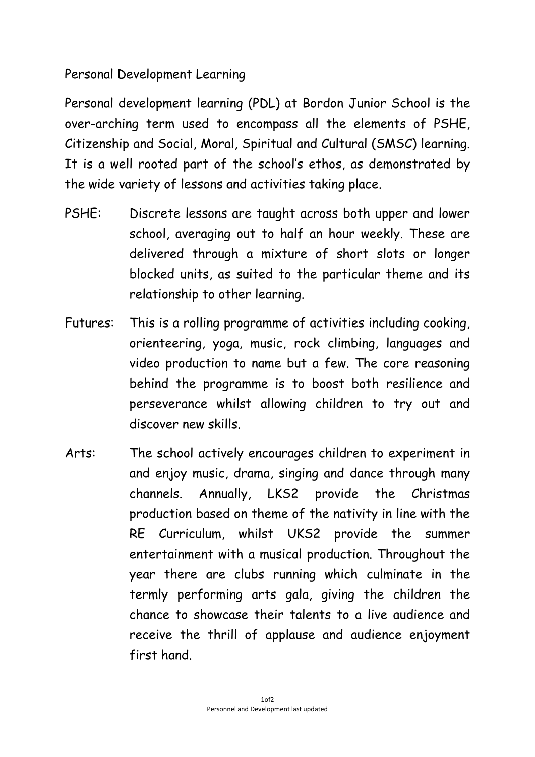# Personal Development Learning

Personal development learning (PDL) at Bordon Junior School is the over-arching term used to encompass all the elements of PSHE, Citizenship and Social, Moral, Spiritual and Cultural (SMSC) learning. It is a well rooted part of the school's ethos, as demonstrated by the wide variety of lessons and activities taking place.

**PSHE:** Discrete lessons are taught across both upper and lower school, averaging out to half an hour weekly. These are delivered through a mixture of short slots or longer blocked units, as suited to the particular theme and its relationship to other learning.

**Futures:** This is a rolling programme of activities including cooking, orienteering, yoga, music, rock climbing, languages and video production to name but a few. The core reasoning behind the programme is to boost both resilience and perseverance whilst allowing children to try out and discover new skills.

**Arts:** The school actively encourages children to experiment in and enjoy music, drama, singing and dance through many channels. Annually, LKS2 provide the Christmas production based on theme of the nativity in line with the RE Curriculum, whilst UKS2 provide the summer entertainment with a musical production. Throughout the year there are clubs running which culminate in the termly performing arts gala, giving the children the chance to showcase their talents to a live audience and receive the thrill of applause and audience enjoyment first hand.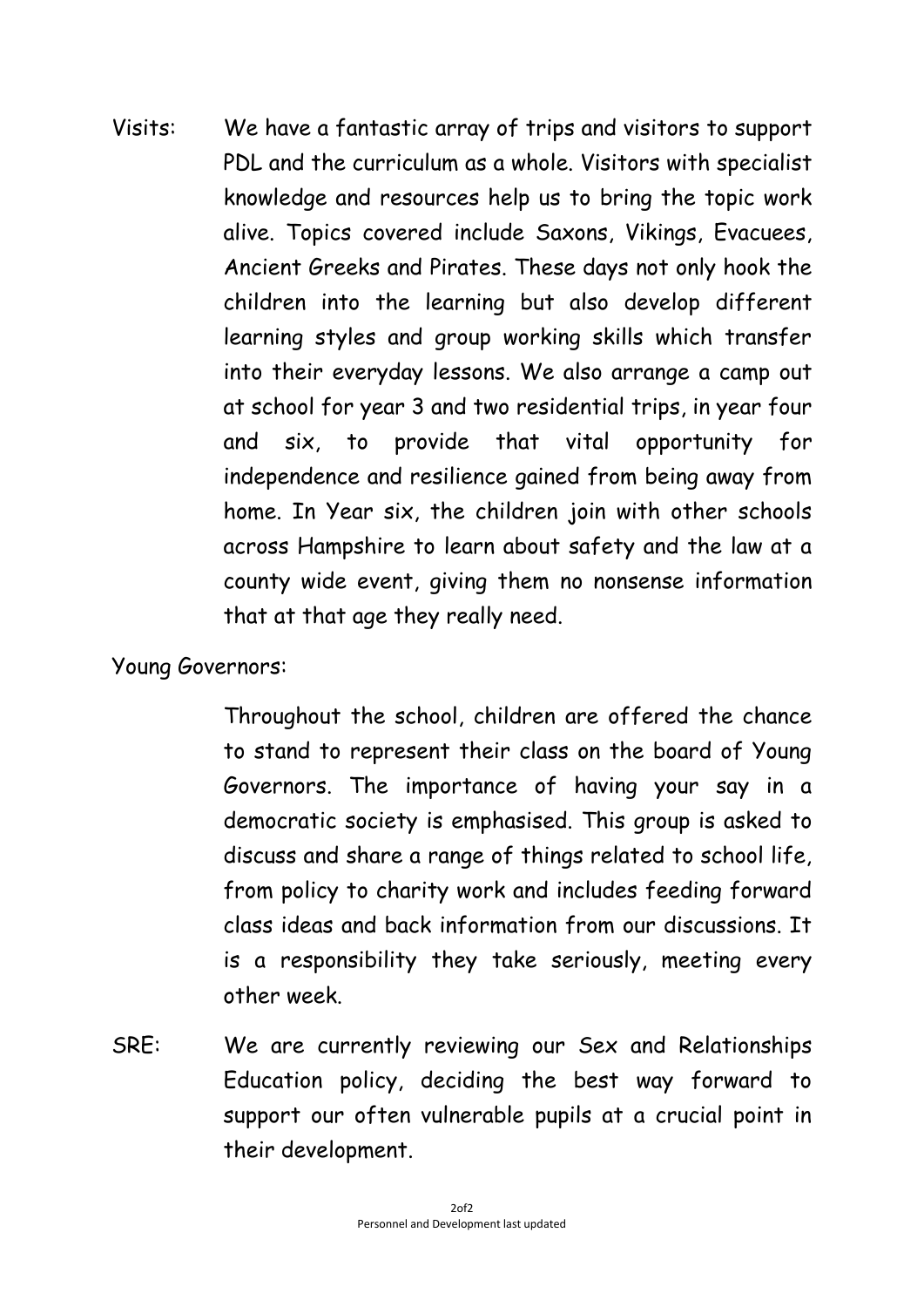Visits: We have a fantastic array of trips and visitors to support PDL and the curriculum as a whole. Visitors with specialist knowledge and resources help us to bring the topic work alive. Topics covered include Saxons, Vikings, Evacuees, Ancient Greeks and Pirates. These days not only hook the children into the learning but also develop different learning styles and group working skills which transfer into their everyday lessons. We also arrange a camp out at school for year 3 and two residential trips, in year four and six, to provide that vital opportunity for independence and resilience gained from being away from home. In Year six, the children join with other schools across Hampshire to learn about safety and the law at a county wide event, giving them no nonsense information that at that age they really need.

Young Governors:

Throughout the school, children are offered the chance to stand to represent their class on the board of Young Governors. The importance of having your say in a democratic society is emphasised. This group is asked to discuss and share a range of things related to school life, from policy to charity work and includes feeding forward class ideas and back information from our discussions. It is a responsibility they take seriously, meeting every other week.

SRE: We are currently reviewing our Sex and Relationships Education policy, deciding the best way forward to support our often vulnerable pupils at a crucial point in their development.